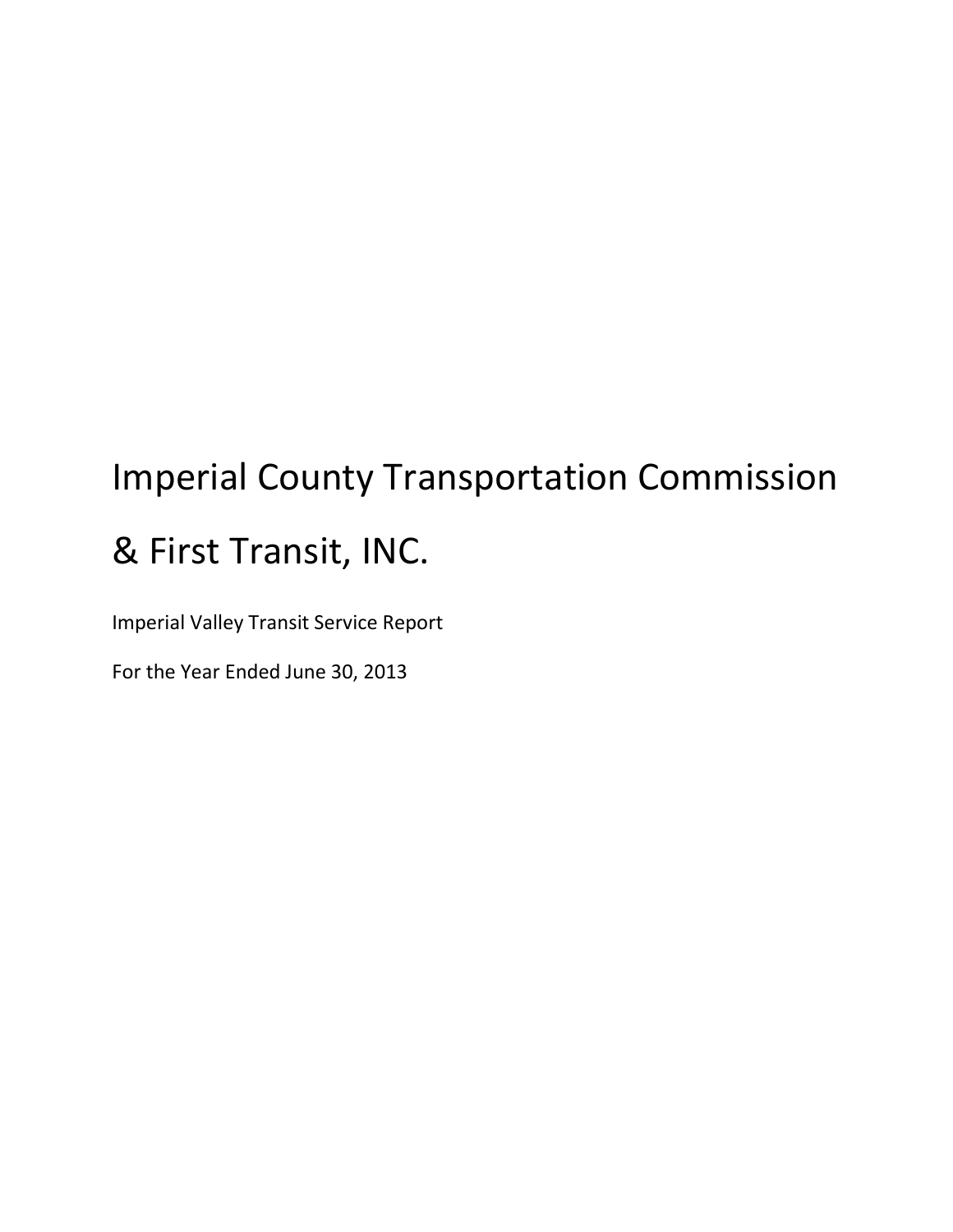# Imperial County Transportation Commission

# & First Transit, INC.

Imperial Valley Transit Service Report

For the Year Ended June 30, 2013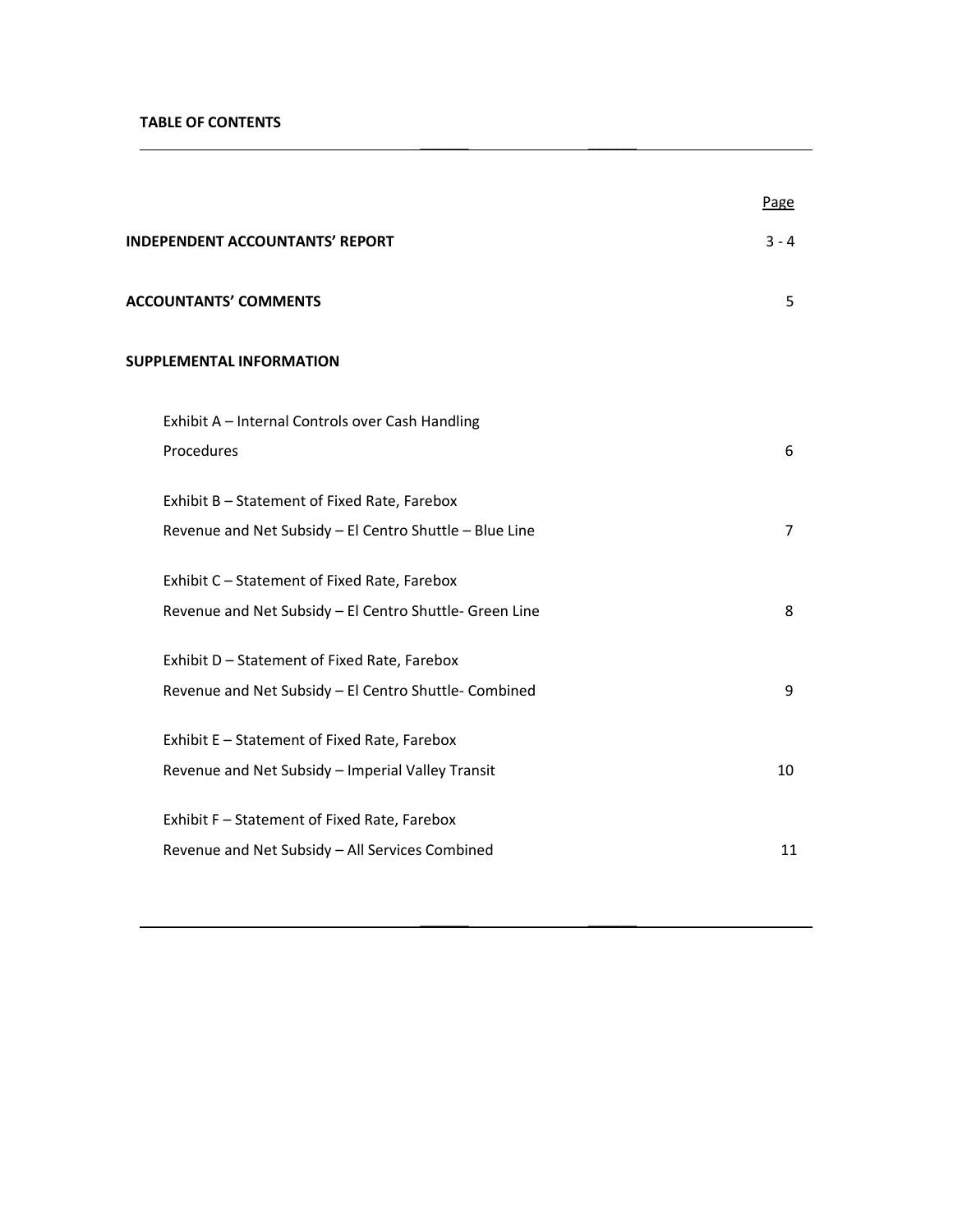**TABLE OF CONTENTS**

| | Page |
|---|---|
| **INDEPENDENT ACCOUNTANTS' REPORT** | 3 - 4 |
| **ACCOUNTANTS' COMMENTS** | 5 |
| **SUPPLEMENTAL INFORMATION** | |
| Exhibit A – Internal Controls over Cash Handling Procedures | 6 |
| Exhibit B – Statement of Fixed Rate, Farebox Revenue and Net Subsidy – El Centro Shuttle – Blue Line | 7 |
| Exhibit C – Statement of Fixed Rate, Farebox Revenue and Net Subsidy – El Centro Shuttle- Green Line | 8 |
| Exhibit D – Statement of Fixed Rate, Farebox Revenue and Net Subsidy – El Centro Shuttle- Combined | 9 |
| Exhibit E – Statement of Fixed Rate, Farebox Revenue and Net Subsidy – Imperial Valley Transit | 10 |
| Exhibit F – Statement of Fixed Rate, Farebox Revenue and Net Subsidy – All Services Combined | 11 |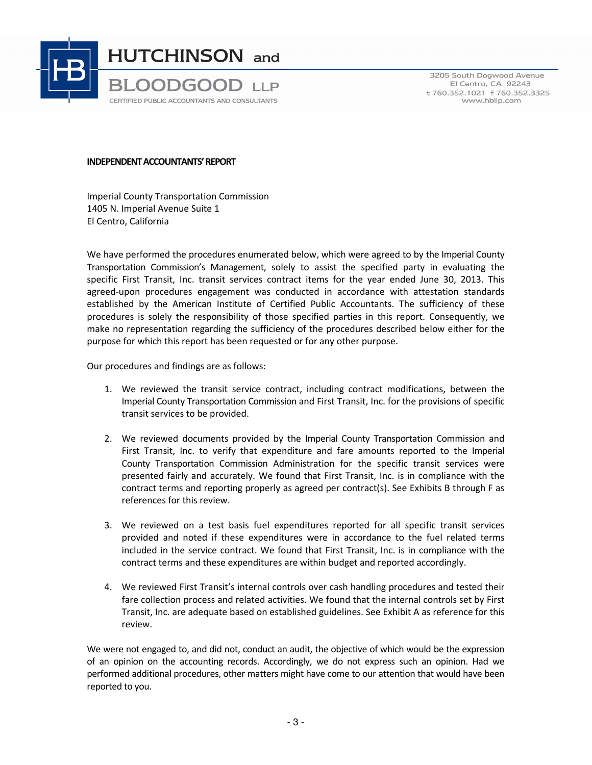HUTCHINSON and BLOODGOOD LLP
CERTIFIED PUBLIC ACCOUNTANTS AND CONSULTANTS

3205 South Dogwood Avenue
El Centro, CA 92243
t 760.352.1021 f 760.352.3325
www.hbllp.com

**INDEPENDENT ACCOUNTANTS' REPORT**

Imperial County Transportation Commission
1405 N. Imperial Avenue Suite 1
El Centro, California

We have performed the procedures enumerated below, which were agreed to by the Imperial County Transportation Commission's Management, solely to assist the specified party in evaluating the specific First Transit, Inc. transit services contract items for the year ended June 30, 2013. This agreed-upon procedures engagement was conducted in accordance with attestation standards established by the American Institute of Certified Public Accountants. The sufficiency of these procedures is solely the responsibility of those specified parties in this report. Consequently, we make no representation regarding the sufficiency of the procedures described below either for the purpose for which this report has been requested or for any other purpose.

Our procedures and findings are as follows:

1. We reviewed the transit service contract, including contract modifications, between the Imperial County Transportation Commission and First Transit, Inc. for the provisions of specific transit services to be provided.

2. We reviewed documents provided by the Imperial County Transportation Commission and First Transit, Inc. to verify that expenditure and fare amounts reported to the Imperial County Transportation Commission Administration for the specific transit services were presented fairly and accurately. We found that First Transit, Inc. is in compliance with the contract terms and reporting properly as agreed per contract(s). See Exhibits B through F as references for this review.

3. We reviewed on a test basis fuel expenditures reported for all specific transit services provided and noted if these expenditures were in accordance to the fuel related terms included in the service contract. We found that First Transit, Inc. is in compliance with the contract terms and these expenditures are within budget and reported accordingly.

4. We reviewed First Transit's internal controls over cash handling procedures and tested their fare collection process and related activities. We found that the internal controls set by First Transit, Inc. are adequate based on established guidelines. See Exhibit A as reference for this review.

We were not engaged to, and did not, conduct an audit, the objective of which would be the expression of an opinion on the accounting records. Accordingly, we do not express such an opinion. Had we performed additional procedures, other matters might have come to our attention that would have been reported to you.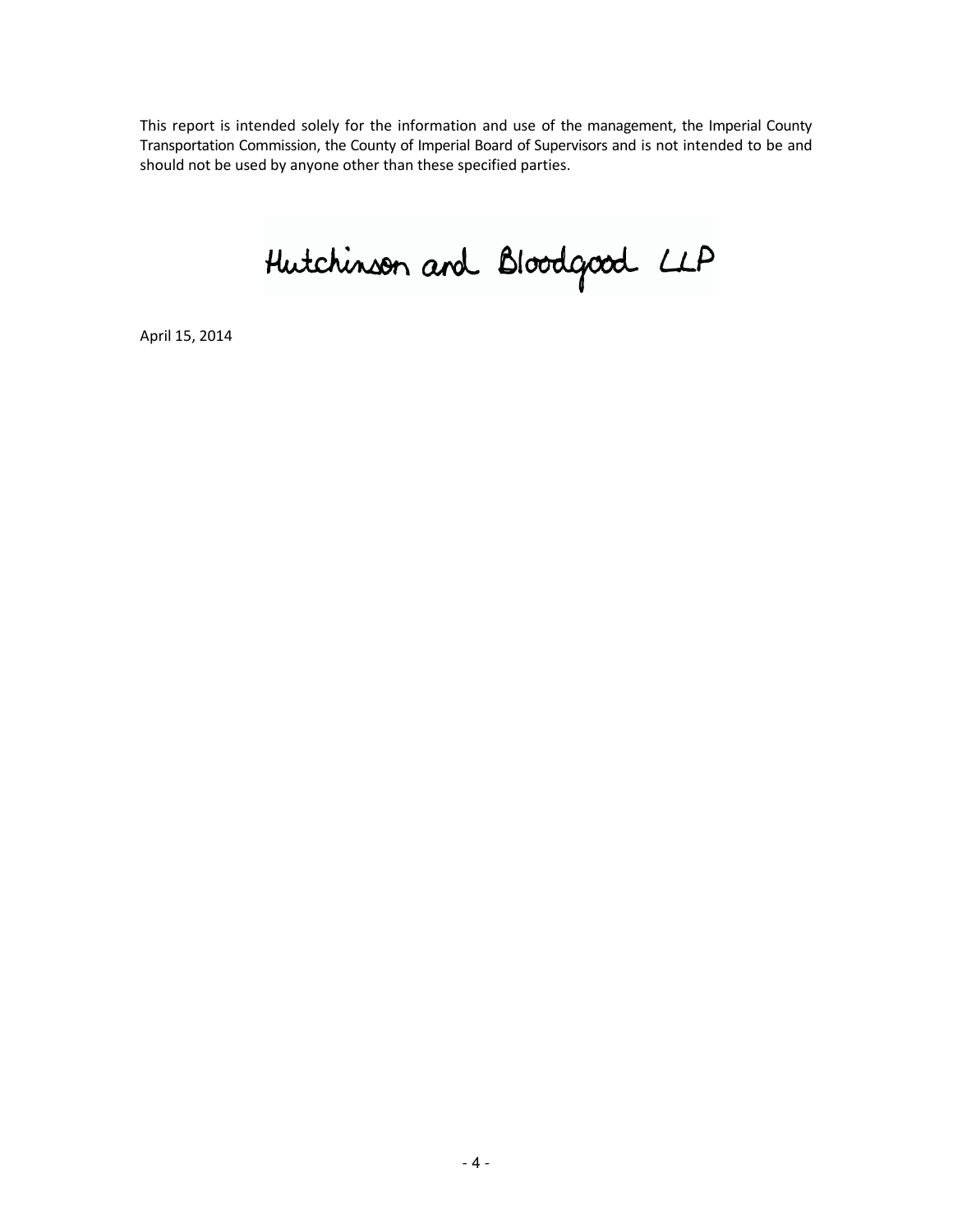This report is intended solely for the information and use of the management, the Imperial County Transportation Commission, the County of Imperial Board of Supervisors and is not intended to be and should not be used by anyone other than these specified parties.

Hutchinson and Bloodgood LLP

April 15, 2014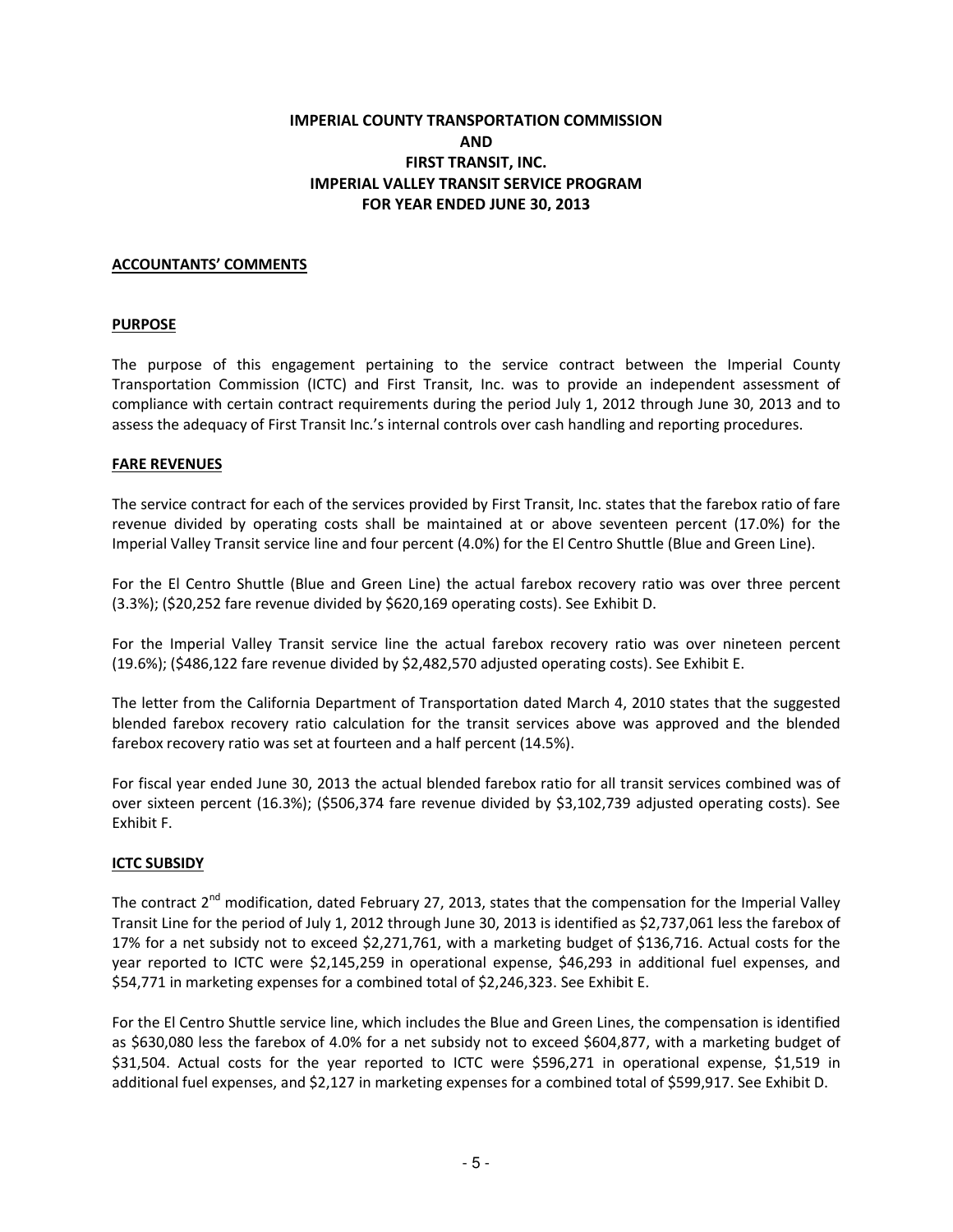# IMPERIAL COUNTY TRANSPORTATION COMMISSION
# AND
# FIRST TRANSIT, INC.
# IMPERIAL VALLEY TRANSIT SERVICE PROGRAM
# FOR YEAR ENDED JUNE 30, 2013

## ACCOUNTANTS' COMMENTS

### PURPOSE

The purpose of this engagement pertaining to the service contract between the Imperial County Transportation Commission (ICTC) and First Transit, Inc. was to provide an independent assessment of compliance with certain contract requirements during the period July 1, 2012 through June 30, 2013 and to assess the adequacy of First Transit Inc.'s internal controls over cash handling and reporting procedures.

### FARE REVENUES

The service contract for each of the services provided by First Transit, Inc. states that the farebox ratio of fare revenue divided by operating costs shall be maintained at or above seventeen percent (17.0%) for the Imperial Valley Transit service line and four percent (4.0%) for the El Centro Shuttle (Blue and Green Line).

For the El Centro Shuttle (Blue and Green Line) the actual farebox recovery ratio was over three percent (3.3%); ($20,252 fare revenue divided by $620,169 operating costs). See Exhibit D.

For the Imperial Valley Transit service line the actual farebox recovery ratio was over nineteen percent (19.6%); ($486,122 fare revenue divided by $2,482,570 adjusted operating costs). See Exhibit E.

The letter from the California Department of Transportation dated March 4, 2010 states that the suggested blended farebox recovery ratio calculation for the transit services above was approved and the blended farebox recovery ratio was set at fourteen and a half percent (14.5%).

For fiscal year ended June 30, 2013 the actual blended farebox ratio for all transit services combined was of over sixteen percent (16.3%); ($506,374 fare revenue divided by $3,102,739 adjusted operating costs). See Exhibit F.

### ICTC SUBSIDY

The contract 2nd modification, dated February 27, 2013, states that the compensation for the Imperial Valley Transit Line for the period of July 1, 2012 through June 30, 2013 is identified as $2,737,061 less the farebox of 17% for a net subsidy not to exceed $2,271,761, with a marketing budget of $136,716. Actual costs for the year reported to ICTC were $2,145,259 in operational expense, $46,293 in additional fuel expenses, and $54,771 in marketing expenses for a combined total of $2,246,323. See Exhibit E.

For the El Centro Shuttle service line, which includes the Blue and Green Lines, the compensation is identified as $630,080 less the farebox of 4.0% for a net subsidy not to exceed $604,877, with a marketing budget of $31,504. Actual costs for the year reported to ICTC were $596,271 in operational expense, $1,519 in additional fuel expenses, and $2,127 in marketing expenses for a combined total of $599,917. See Exhibit D.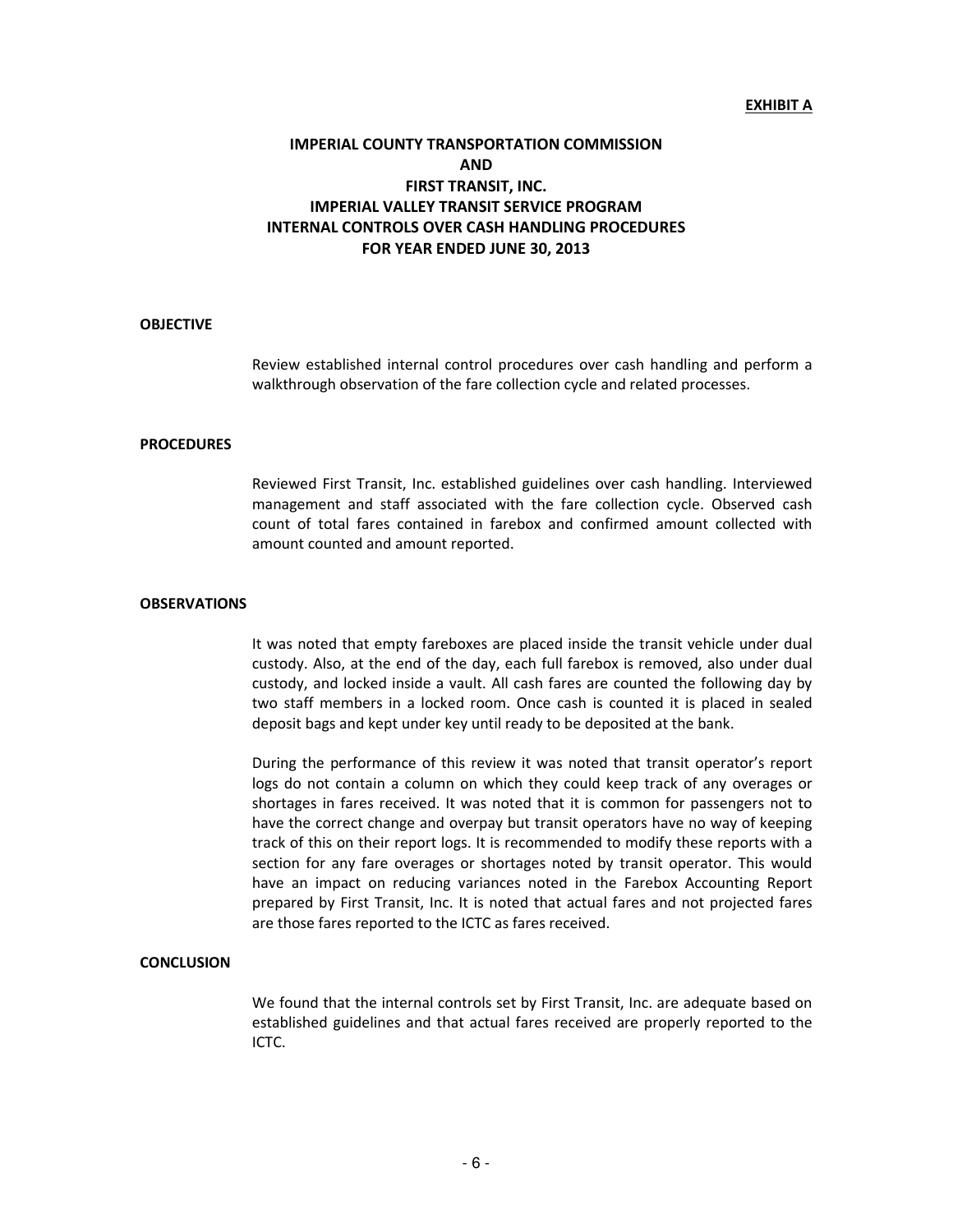**EXHIBIT A**

# IMPERIAL COUNTY TRANSPORTATION COMMISSION AND FIRST TRANSIT, INC. IMPERIAL VALLEY TRANSIT SERVICE PROGRAM INTERNAL CONTROLS OVER CASH HANDLING PROCEDURES FOR YEAR ENDED JUNE 30, 2013

## OBJECTIVE

Review established internal control procedures over cash handling and perform a walkthrough observation of the fare collection cycle and related processes.

## PROCEDURES

Reviewed First Transit, Inc. established guidelines over cash handling. Interviewed management and staff associated with the fare collection cycle. Observed cash count of total fares contained in farebox and confirmed amount collected with amount counted and amount reported.

## OBSERVATIONS

It was noted that empty fareboxes are placed inside the transit vehicle under dual custody. Also, at the end of the day, each full farebox is removed, also under dual custody, and locked inside a vault. All cash fares are counted the following day by two staff members in a locked room. Once cash is counted it is placed in sealed deposit bags and kept under key until ready to be deposited at the bank.

During the performance of this review it was noted that transit operator's report logs do not contain a column on which they could keep track of any overages or shortages in fares received. It was noted that it is common for passengers not to have the correct change and overpay but transit operators have no way of keeping track of this on their report logs. It is recommended to modify these reports with a section for any fare overages or shortages noted by transit operator. This would have an impact on reducing variances noted in the Farebox Accounting Report prepared by First Transit, Inc. It is noted that actual fares and not projected fares are those fares reported to the ICTC as fares received.

## CONCLUSION

We found that the internal controls set by First Transit, Inc. are adequate based on established guidelines and that actual fares received are properly reported to the ICTC.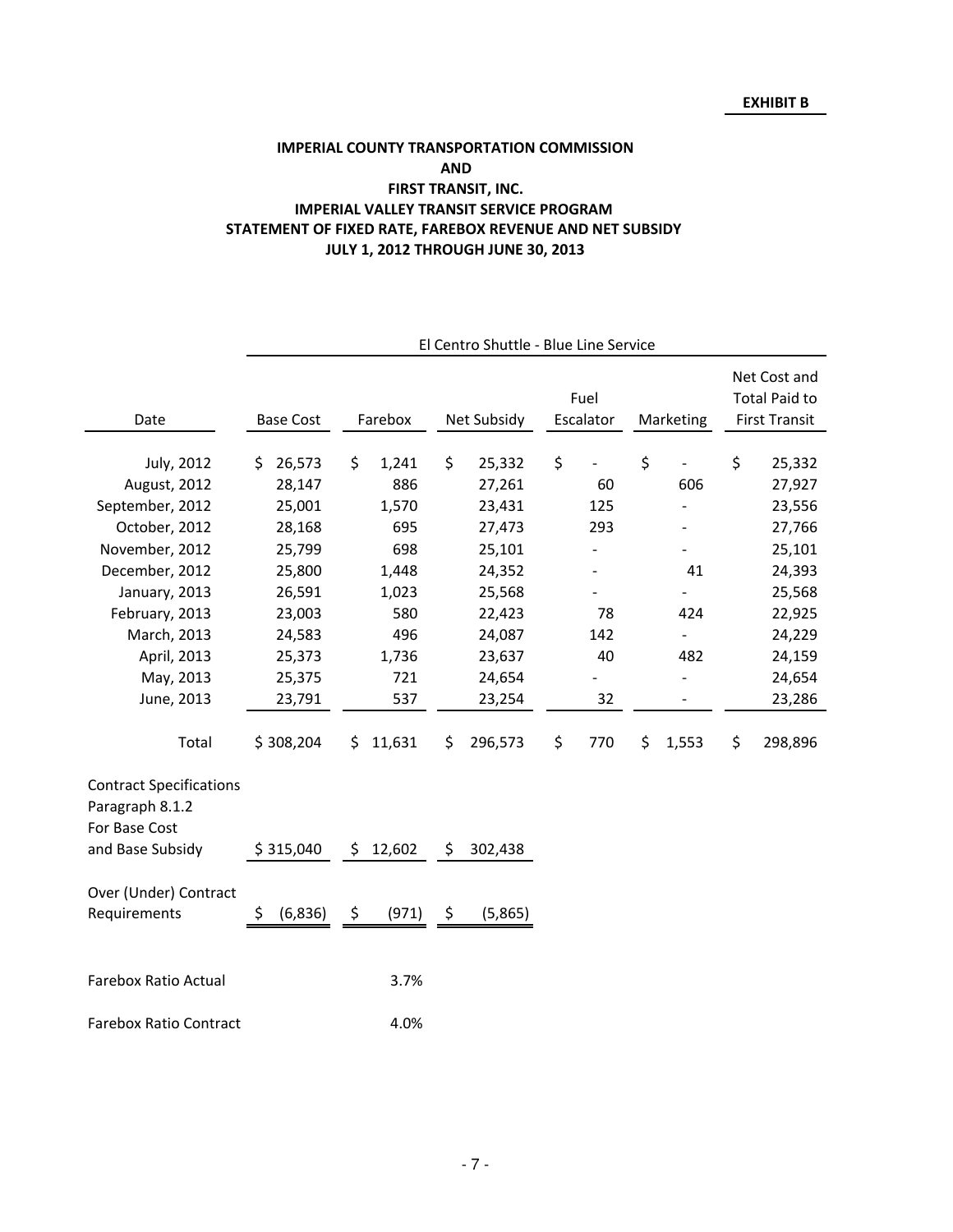**EXHIBIT B**

## IMPERIAL COUNTY TRANSPORTATION COMMISSION
## AND
## FIRST TRANSIT, INC.
## IMPERIAL VALLEY TRANSIT SERVICE PROGRAM
## STATEMENT OF FIXED RATE, FAREBOX REVENUE AND NET SUBSIDY
## JULY 1, 2012 THROUGH JUNE 30, 2013

| | El Centro Shuttle - Blue Line Service | | | | | |
|---|---|---|---|---|---|---|
| Date | Base Cost | Farebox | Net Subsidy | Fuel Escalator | Marketing | Net Cost and Total Paid to First Transit |
| July, 2012 | $ 26,573 | $ 1,241 | $ 25,332 | $ - | $ - | $ 25,332 |
| August, 2012 | 28,147 | 886 | 27,261 | 60 | 606 | 27,927 |
| September, 2012 | 25,001 | 1,570 | 23,431 | 125 | - | 23,556 |
| October, 2012 | 28,168 | 695 | 27,473 | 293 | - | 27,766 |
| November, 2012 | 25,799 | 698 | 25,101 | - | - | 25,101 |
| December, 2012 | 25,800 | 1,448 | 24,352 | - | 41 | 24,393 |
| January, 2013 | 26,591 | 1,023 | 25,568 | - | - | 25,568 |
| February, 2013 | 23,003 | 580 | 22,423 | 78 | 424 | 22,925 |
| March, 2013 | 24,583 | 496 | 24,087 | 142 | - | 24,229 |
| April, 2013 | 25,373 | 1,736 | 23,637 | 40 | 482 | 24,159 |
| May, 2013 | 25,375 | 721 | 24,654 | - | - | 24,654 |
| June, 2013 | 23,791 | 537 | 23,254 | 32 | - | 23,286 |
| Total | $ 308,204 | $ 11,631 | $ 296,573 | $ 770 | $ 1,553 | $ 298,896 |
| Contract Specifications Paragraph 8.1.2 For Base Cost and Base Subsidy | $ 315,040 | $ 12,602 | $ 302,438 | | | |
| Over (Under) Contract Requirements | $ (6,836) | $ (971) | $ (5,865) | | | |
| Farebox Ratio Actual | | 3.7% | | | | |
| Farebox Ratio Contract | | 4.0% | | | | |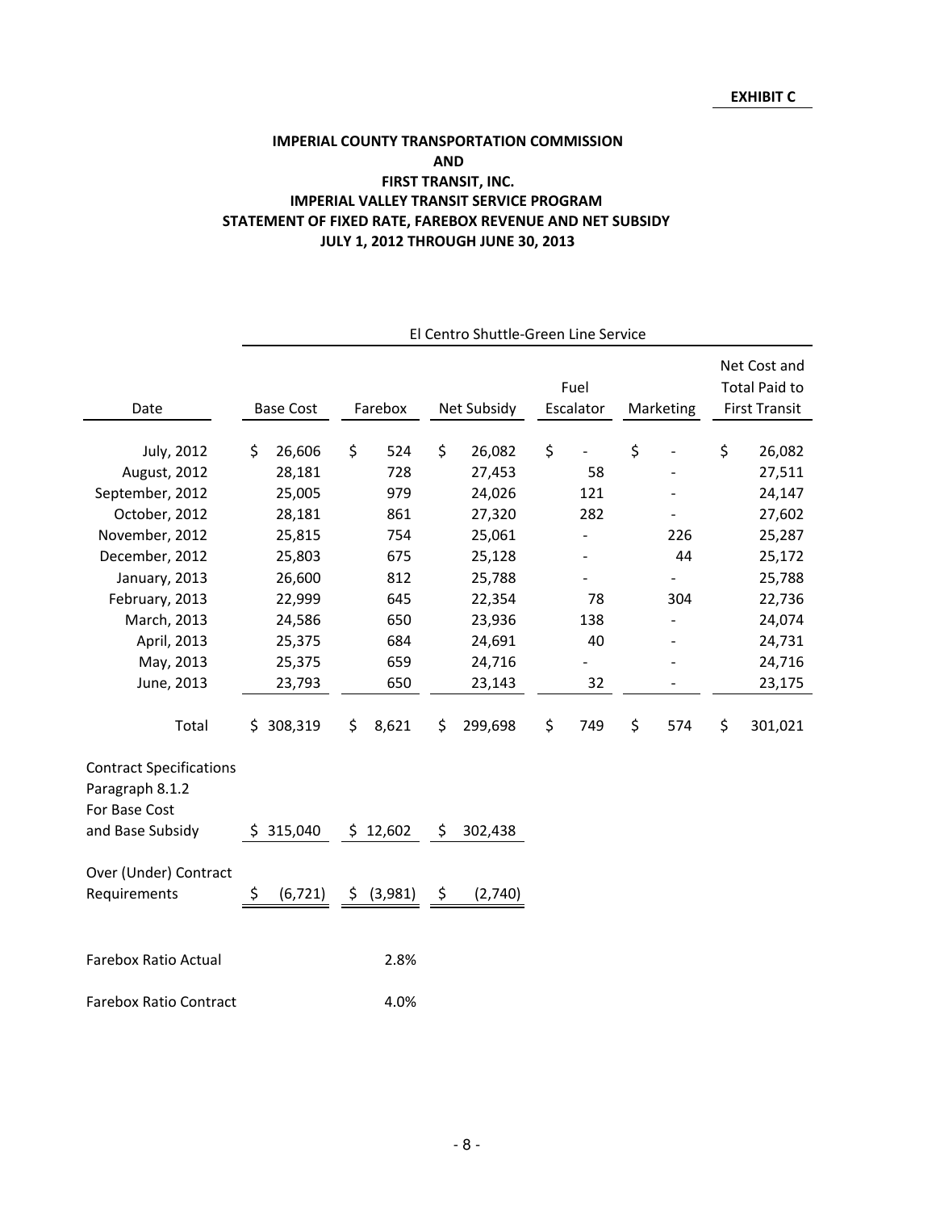**EXHIBIT C**

# IMPERIAL COUNTY TRANSPORTATION COMMISSION
# AND
# FIRST TRANSIT, INC.
## IMPERIAL VALLEY TRANSIT SERVICE PROGRAM
## STATEMENT OF FIXED RATE, FAREBOX REVENUE AND NET SUBSIDY
## JULY 1, 2012 THROUGH JUNE 30, 2013

| | El Centro Shuttle-Green Line Service | | | | | |
|---|---|---|---|---|---|---|
| Date | Base Cost | Farebox | Net Subsidy | Fuel Escalator | Marketing | Net Cost and Total Paid to First Transit |
| July, 2012 | $ 26,606 | $ 524 | $ 26,082 | $ - | $ - | $ 26,082 |
| August, 2012 | 28,181 | 728 | 27,453 | 58 | - | 27,511 |
| September, 2012 | 25,005 | 979 | 24,026 | 121 | - | 24,147 |
| October, 2012 | 28,181 | 861 | 27,320 | 282 | - | 27,602 |
| November, 2012 | 25,815 | 754 | 25,061 | - | 226 | 25,287 |
| December, 2012 | 25,803 | 675 | 25,128 | - | 44 | 25,172 |
| January, 2013 | 26,600 | 812 | 25,788 | - | - | 25,788 |
| February, 2013 | 22,999 | 645 | 22,354 | 78 | 304 | 22,736 |
| March, 2013 | 24,586 | 650 | 23,936 | 138 | - | 24,074 |
| April, 2013 | 25,375 | 684 | 24,691 | 40 | - | 24,731 |
| May, 2013 | 25,375 | 659 | 24,716 | - | - | 24,716 |
| June, 2013 | 23,793 | 650 | 23,143 | 32 | - | 23,175 |
| Total | $ 308,319 | $ 8,621 | $ 299,698 | $ 749 | $ 574 | $ 301,021 |
| Contract Specifications Paragraph 8.1.2 For Base Cost and Base Subsidy | $ 315,040 | $ 12,602 | $ 302,438 | | | |
| Over (Under) Contract Requirements | $ (6,721) | $ (3,981) | $ (2,740) | | | |
| Farebox Ratio Actual | | 2.8% | | | | |
| Farebox Ratio Contract | | 4.0% | | | | |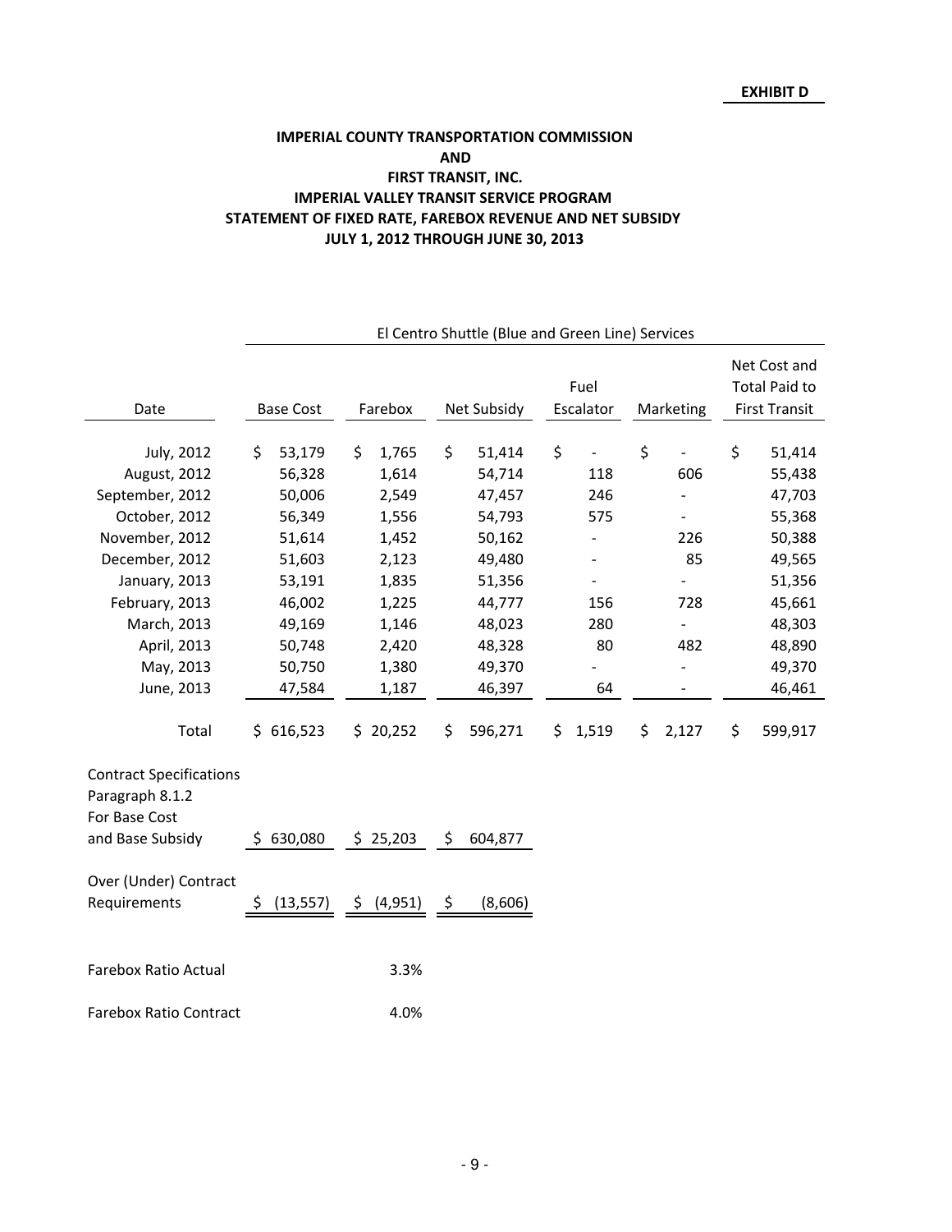**EXHIBIT D**

# IMPERIAL COUNTY TRANSPORTATION COMMISSION
## AND
## FIRST TRANSIT, INC.
## IMPERIAL VALLEY TRANSIT SERVICE PROGRAM
## STATEMENT OF FIXED RATE, FAREBOX REVENUE AND NET SUBSIDY
## JULY 1, 2012 THROUGH JUNE 30, 2013

| | El Centro Shuttle (Blue and Green Line) Services | | | | | |
|---|---|---|---|---|---|---|
| Date | Base Cost | Farebox | Net Subsidy | Fuel Escalator | Marketing | Net Cost and Total Paid to First Transit |
| July, 2012 | $ 53,179 | $ 1,765 | $ 51,414 | $ - | $ - | $ 51,414 |
| August, 2012 | 56,328 | 1,614 | 54,714 | 118 | 606 | 55,438 |
| September, 2012 | 50,006 | 2,549 | 47,457 | 246 | - | 47,703 |
| October, 2012 | 56,349 | 1,556 | 54,793 | 575 | - | 55,368 |
| November, 2012 | 51,614 | 1,452 | 50,162 | - | 226 | 50,388 |
| December, 2012 | 51,603 | 2,123 | 49,480 | - | 85 | 49,565 |
| January, 2013 | 53,191 | 1,835 | 51,356 | - | - | 51,356 |
| February, 2013 | 46,002 | 1,225 | 44,777 | 156 | 728 | 45,661 |
| March, 2013 | 49,169 | 1,146 | 48,023 | 280 | - | 48,303 |
| April, 2013 | 50,748 | 2,420 | 48,328 | 80 | 482 | 48,890 |
| May, 2013 | 50,750 | 1,380 | 49,370 | - | - | 49,370 |
| June, 2013 | 47,584 | 1,187 | 46,397 | 64 | - | 46,461 |
| Total | $ 616,523 | $ 20,252 | $ 596,271 | $ 1,519 | $ 2,127 | $ 599,917 |
| Contract Specifications Paragraph 8.1.2 For Base Cost and Base Subsidy | $ 630,080 | $ 25,203 | $ 604,877 | | | |
| Over (Under) Contract Requirements | $ (13,557) | $ (4,951) | $ (8,606) | | | |
| Farebox Ratio Actual | | 3.3% | | | | |
| Farebox Ratio Contract | | 4.0% | | | | |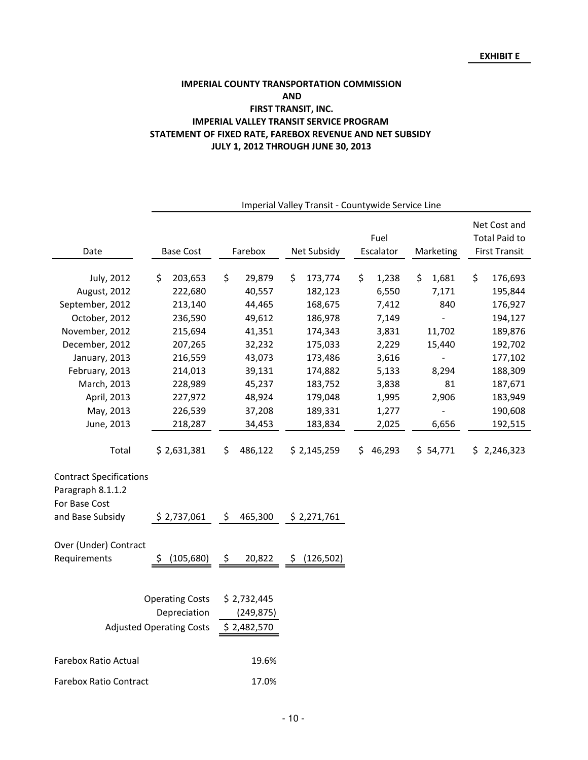**EXHIBIT E**

# IMPERIAL COUNTY TRANSPORTATION COMMISSION
# AND
# FIRST TRANSIT, INC.
## IMPERIAL VALLEY TRANSIT SERVICE PROGRAM
## STATEMENT OF FIXED RATE, FAREBOX REVENUE AND NET SUBSIDY
## JULY 1, 2012 THROUGH JUNE 30, 2013

| | Imperial Valley Transit - Countywide Service Line | | | | | |
|---|---|---|---|---|---|---|
| Date | Base Cost | Farebox | Net Subsidy | Fuel Escalator | Marketing | Net Cost and Total Paid to First Transit |
| July, 2012 | $ 203,653 | $ 29,879 | $ 173,774 | $ 1,238 | $ 1,681 | $ 176,693 |
| August, 2012 | 222,680 | 40,557 | 182,123 | 6,550 | 7,171 | 195,844 |
| September, 2012 | 213,140 | 44,465 | 168,675 | 7,412 | 840 | 176,927 |
| October, 2012 | 236,590 | 49,612 | 186,978 | 7,149 | - | 194,127 |
| November, 2012 | 215,694 | 41,351 | 174,343 | 3,831 | 11,702 | 189,876 |
| December, 2012 | 207,265 | 32,232 | 175,033 | 2,229 | 15,440 | 192,702 |
| January, 2013 | 216,559 | 43,073 | 173,486 | 3,616 | - | 177,102 |
| February, 2013 | 214,013 | 39,131 | 174,882 | 5,133 | 8,294 | 188,309 |
| March, 2013 | 228,989 | 45,237 | 183,752 | 3,838 | 81 | 187,671 |
| April, 2013 | 227,972 | 48,924 | 179,048 | 1,995 | 2,906 | 183,949 |
| May, 2013 | 226,539 | 37,208 | 189,331 | 1,277 | - | 190,608 |
| June, 2013 | 218,287 | 34,453 | 183,834 | 2,025 | 6,656 | 192,515 |
| Total | $ 2,631,381 | $ 486,122 | $ 2,145,259 | $ 46,293 | $ 54,771 | $ 2,246,323 |
| Contract Specifications Paragraph 8.1.1.2 For Base Cost and Base Subsidy | $ 2,737,061 | $ 465,300 | $ 2,271,761 | | | |
| Over (Under) Contract Requirements | $ (105,680) | $ 20,822 | $ (126,502) | | | |

| | |
|---|---|
| Operating Costs | $ 2,732,445 |
| Depreciation | (249,875) |
| Adjusted Operating Costs | $ 2,482,570 |

| | |
|---|---|
| Farebox Ratio Actual | 19.6% |
| Farebox Ratio Contract | 17.0% |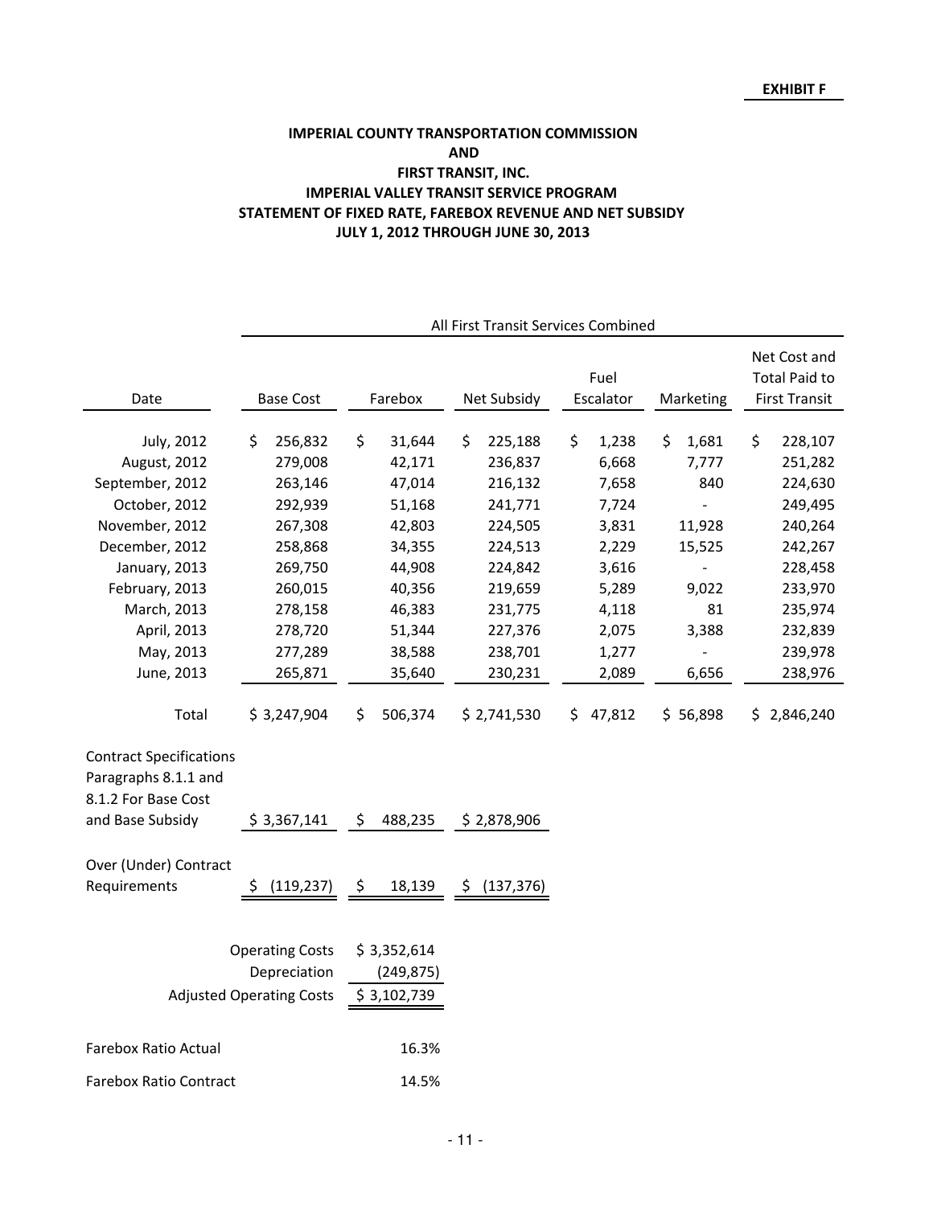**EXHIBIT F**

**IMPERIAL COUNTY TRANSPORTATION COMMISSION**
**AND**
**FIRST TRANSIT, INC.**
**IMPERIAL VALLEY TRANSIT SERVICE PROGRAM**
**STATEMENT OF FIXED RATE, FAREBOX REVENUE AND NET SUBSIDY**
**JULY 1, 2012 THROUGH JUNE 30, 2013**

| | All First Transit Services Combined | | | | | |
|---|---|---|---|---|---|---|
| Date | Base Cost | Farebox | Net Subsidy | Fuel Escalator | Marketing | Net Cost and Total Paid to First Transit |
| July, 2012 | $ 256,832 | $ 31,644 | $ 225,188 | $ 1,238 | $ 1,681 | $ 228,107 |
| August, 2012 | 279,008 | 42,171 | 236,837 | 6,668 | 7,777 | 251,282 |
| September, 2012 | 263,146 | 47,014 | 216,132 | 7,658 | 840 | 224,630 |
| October, 2012 | 292,939 | 51,168 | 241,771 | 7,724 | - | 249,495 |
| November, 2012 | 267,308 | 42,803 | 224,505 | 3,831 | 11,928 | 240,264 |
| December, 2012 | 258,868 | 34,355 | 224,513 | 2,229 | 15,525 | 242,267 |
| January, 2013 | 269,750 | 44,908 | 224,842 | 3,616 | - | 228,458 |
| February, 2013 | 260,015 | 40,356 | 219,659 | 5,289 | 9,022 | 233,970 |
| March, 2013 | 278,158 | 46,383 | 231,775 | 4,118 | 81 | 235,974 |
| April, 2013 | 278,720 | 51,344 | 227,376 | 2,075 | 3,388 | 232,839 |
| May, 2013 | 277,289 | 38,588 | 238,701 | 1,277 | - | 239,978 |
| June, 2013 | 265,871 | 35,640 | 230,231 | 2,089 | 6,656 | 238,976 |
| Total | $ 3,247,904 | $ 506,374 | $ 2,741,530 | $ 47,812 | $ 56,898 | $ 2,846,240 |
| Contract Specifications Paragraphs 8.1.1 and 8.1.2 For Base Cost and Base Subsidy | $ 3,367,141 | $ 488,235 | $ 2,878,906 | | | |
| Over (Under) Contract Requirements | $ (119,237) | $ 18,139 | $ (137,376) | | | |

| | |
|---|---|
| Operating Costs | $ 3,352,614 |
| Depreciation | (249,875) |
| Adjusted Operating Costs | $ 3,102,739 |

| | |
|---|---|
| Farebox Ratio Actual | 16.3% |
| Farebox Ratio Contract | 14.5% |